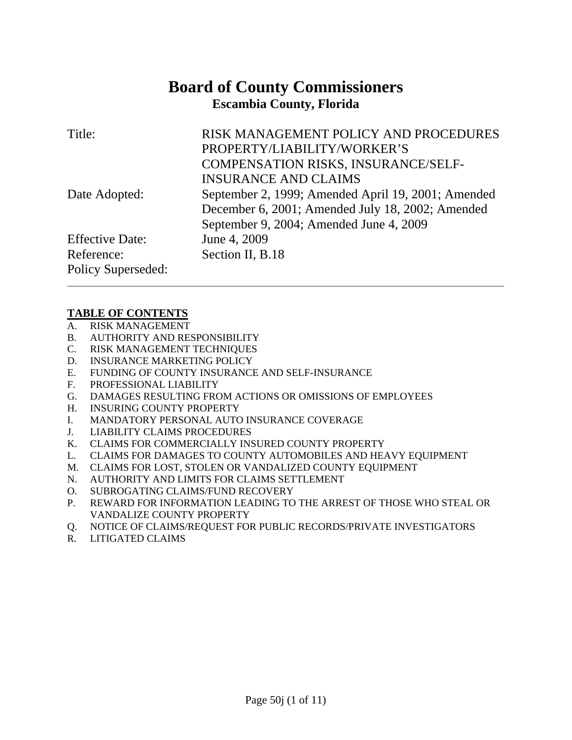# Board of County Commissioners

## Escambia County, Florida

| | |
|---|---|
| Title: | RISK MANAGEMENT POLICY AND PROCEDURES PROPERTY/LIABILITY/WORKER'S COMPENSATION RISKS, INSURANCE/SELF-INSURANCE AND CLAIMS |
| Date Adopted: | September 2, 1999; Amended April 19, 2001; Amended December 6, 2001; Amended July 18, 2002; Amended September 9, 2004; Amended June 4, 2009 |
| Effective Date: | June 4, 2009 |
| Reference: | Section II, B.18 |
| Policy Superseded: | |

---

**TABLE OF CONTENTS**

A. RISK MANAGEMENT
B. AUTHORITY AND RESPONSIBILITY
C. RISK MANAGEMENT TECHNIQUES
D. INSURANCE MARKETING POLICY
E. FUNDING OF COUNTY INSURANCE AND SELF-INSURANCE
F. PROFESSIONAL LIABILITY
G. DAMAGES RESULTING FROM ACTIONS OR OMISSIONS OF EMPLOYEES
H. INSURING COUNTY PROPERTY
I. MANDATORY PERSONAL AUTO INSURANCE COVERAGE
J. LIABILITY CLAIMS PROCEDURES
K. CLAIMS FOR COMMERCIALLY INSURED COUNTY PROPERTY
L. CLAIMS FOR DAMAGES TO COUNTY AUTOMOBILES AND HEAVY EQUIPMENT
M. CLAIMS FOR LOST, STOLEN OR VANDALIZED COUNTY EQUIPMENT
N. AUTHORITY AND LIMITS FOR CLAIMS SETTLEMENT
O. SUBROGATING CLAIMS/FUND RECOVERY
P. REWARD FOR INFORMATION LEADING TO THE ARREST OF THOSE WHO STEAL OR VANDALIZE COUNTY PROPERTY
Q. NOTICE OF CLAIMS/REQUEST FOR PUBLIC RECORDS/PRIVATE INVESTIGATORS
R. LITIGATED CLAIMS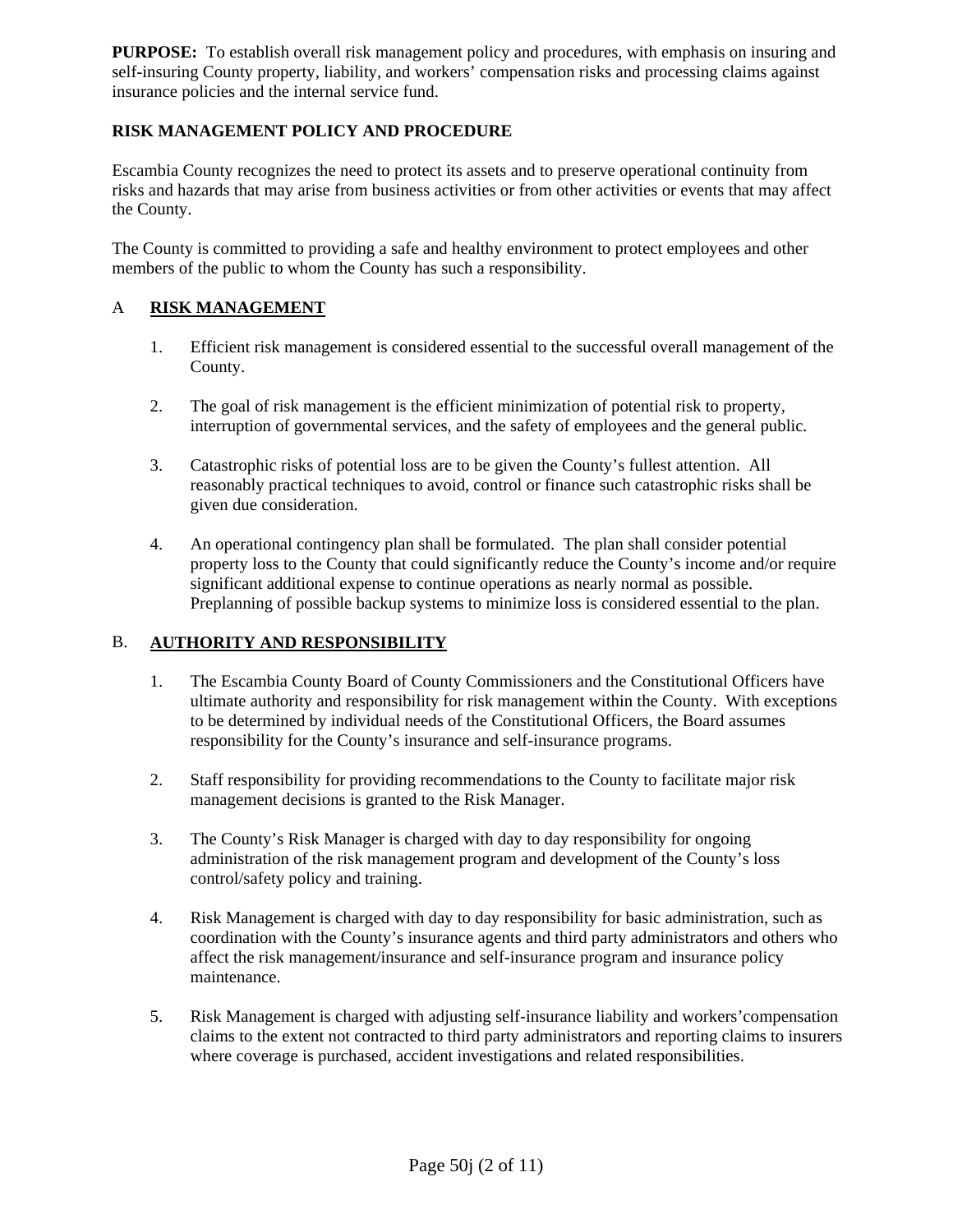**PURPOSE:** To establish overall risk management policy and procedures, with emphasis on insuring and self-insuring County property, liability, and workers' compensation risks and processing claims against insurance policies and the internal service fund.

**RISK MANAGEMENT POLICY AND PROCEDURE**

Escambia County recognizes the need to protect its assets and to preserve operational continuity from risks and hazards that may arise from business activities or from other activities or events that may affect the County.

The County is committed to providing a safe and healthy environment to protect employees and other members of the public to whom the County has such a responsibility.

## A RISK MANAGEMENT

1. Efficient risk management is considered essential to the successful overall management of the County.

2. The goal of risk management is the efficient minimization of potential risk to property, interruption of governmental services, and the safety of employees and the general public.

3. Catastrophic risks of potential loss are to be given the County's fullest attention. All reasonably practical techniques to avoid, control or finance such catastrophic risks shall be given due consideration.

4. An operational contingency plan shall be formulated. The plan shall consider potential property loss to the County that could significantly reduce the County's income and/or require significant additional expense to continue operations as nearly normal as possible. Preplanning of possible backup systems to minimize loss is considered essential to the plan.

## B. AUTHORITY AND RESPONSIBILITY

1. The Escambia County Board of County Commissioners and the Constitutional Officers have ultimate authority and responsibility for risk management within the County. With exceptions to be determined by individual needs of the Constitutional Officers, the Board assumes responsibility for the County's insurance and self-insurance programs.

2. Staff responsibility for providing recommendations to the County to facilitate major risk management decisions is granted to the Risk Manager.

3. The County's Risk Manager is charged with day to day responsibility for ongoing administration of the risk management program and development of the County's loss control/safety policy and training.

4. Risk Management is charged with day to day responsibility for basic administration, such as coordination with the County's insurance agents and third party administrators and others who affect the risk management/insurance and self-insurance program and insurance policy maintenance.

5. Risk Management is charged with adjusting self-insurance liability and workers'compensation claims to the extent not contracted to third party administrators and reporting claims to insurers where coverage is purchased, accident investigations and related responsibilities.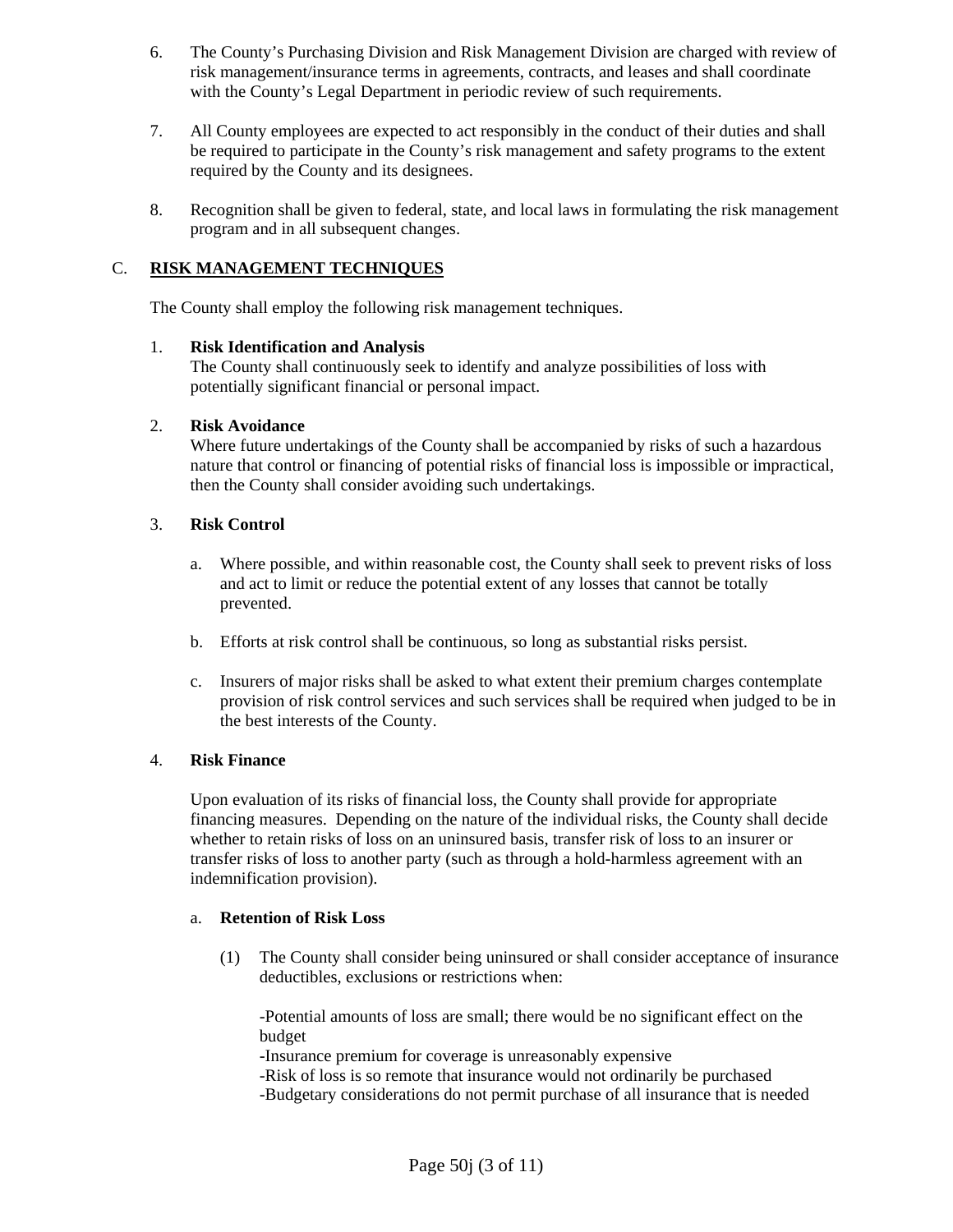6. The County's Purchasing Division and Risk Management Division are charged with review of risk management/insurance terms in agreements, contracts, and leases and shall coordinate with the County's Legal Department in periodic review of such requirements.

7. All County employees are expected to act responsibly in the conduct of their duties and shall be required to participate in the County's risk management and safety programs to the extent required by the County and its designees.

8. Recognition shall be given to federal, state, and local laws in formulating the risk management program and in all subsequent changes.

## C. RISK MANAGEMENT TECHNIQUES

The County shall employ the following risk management techniques.

1. **Risk Identification and Analysis**
   The County shall continuously seek to identify and analyze possibilities of loss with potentially significant financial or personal impact.

2. **Risk Avoidance**
   Where future undertakings of the County shall be accompanied by risks of such a hazardous nature that control or financing of potential risks of financial loss is impossible or impractical, then the County shall consider avoiding such undertakings.

3. **Risk Control**

   a. Where possible, and within reasonable cost, the County shall seek to prevent risks of loss and act to limit or reduce the potential extent of any losses that cannot be totally prevented.

   b. Efforts at risk control shall be continuous, so long as substantial risks persist.

   c. Insurers of major risks shall be asked to what extent their premium charges contemplate provision of risk control services and such services shall be required when judged to be in the best interests of the County.

4. **Risk Finance**

   Upon evaluation of its risks of financial loss, the County shall provide for appropriate financing measures. Depending on the nature of the individual risks, the County shall decide whether to retain risks of loss on an uninsured basis, transfer risk of loss to an insurer or transfer risks of loss to another party (such as through a hold-harmless agreement with an indemnification provision).

   a. **Retention of Risk Loss**

      (1) The County shall consider being uninsured or shall consider acceptance of insurance deductibles, exclusions or restrictions when:

      -Potential amounts of loss are small; there would be no significant effect on the budget
      -Insurance premium for coverage is unreasonably expensive
      -Risk of loss is so remote that insurance would not ordinarily be purchased
      -Budgetary considerations do not permit purchase of all insurance that is needed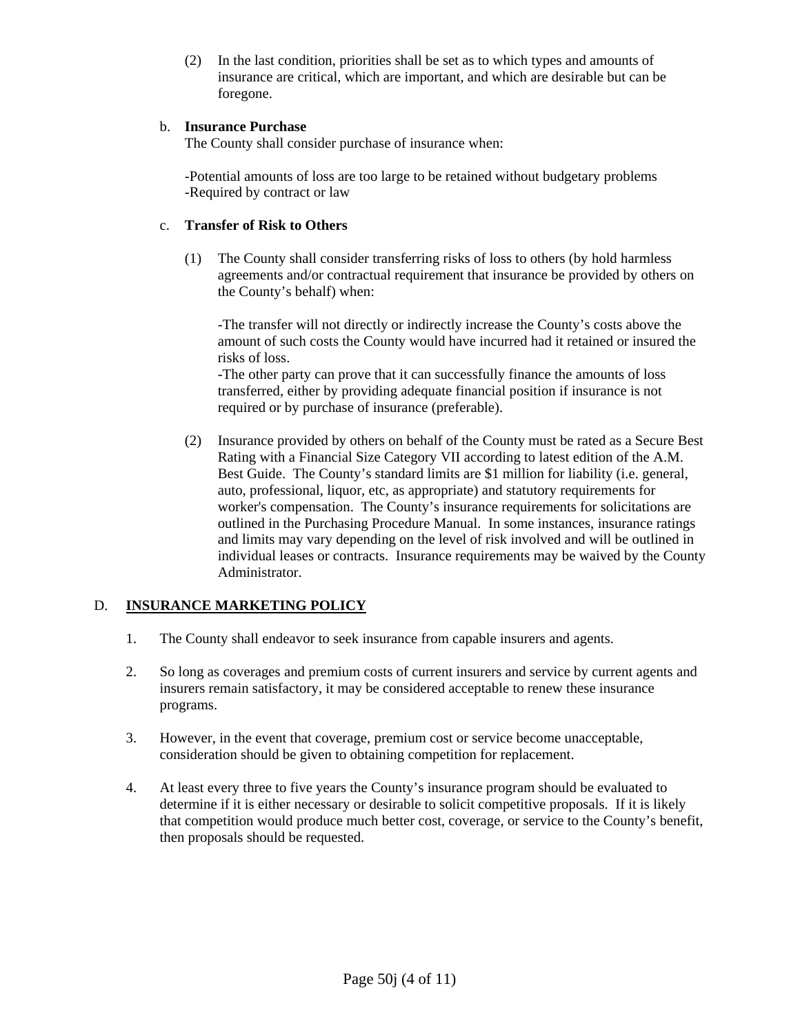(2) In the last condition, priorities shall be set as to which types and amounts of insurance are critical, which are important, and which are desirable but can be foregone.

b. **Insurance Purchase**
The County shall consider purchase of insurance when:

-Potential amounts of loss are too large to be retained without budgetary problems
-Required by contract or law

c. **Transfer of Risk to Others**

(1) The County shall consider transferring risks of loss to others (by hold harmless agreements and/or contractual requirement that insurance be provided by others on the County's behalf) when:

-The transfer will not directly or indirectly increase the County's costs above the amount of such costs the County would have incurred had it retained or insured the risks of loss.
-The other party can prove that it can successfully finance the amounts of loss transferred, either by providing adequate financial position if insurance is not required or by purchase of insurance (preferable).

(2) Insurance provided by others on behalf of the County must be rated as a Secure Best Rating with a Financial Size Category VII according to latest edition of the A.M. Best Guide. The County's standard limits are $1 million for liability (i.e. general, auto, professional, liquor, etc, as appropriate) and statutory requirements for worker's compensation. The County's insurance requirements for solicitations are outlined in the Purchasing Procedure Manual. In some instances, insurance ratings and limits may vary depending on the level of risk involved and will be outlined in individual leases or contracts. Insurance requirements may be waived by the County Administrator.

## D. INSURANCE MARKETING POLICY

1. The County shall endeavor to seek insurance from capable insurers and agents.

2. So long as coverages and premium costs of current insurers and service by current agents and insurers remain satisfactory, it may be considered acceptable to renew these insurance programs.

3. However, in the event that coverage, premium cost or service become unacceptable, consideration should be given to obtaining competition for replacement.

4. At least every three to five years the County's insurance program should be evaluated to determine if it is either necessary or desirable to solicit competitive proposals. If it is likely that competition would produce much better cost, coverage, or service to the County's benefit, then proposals should be requested.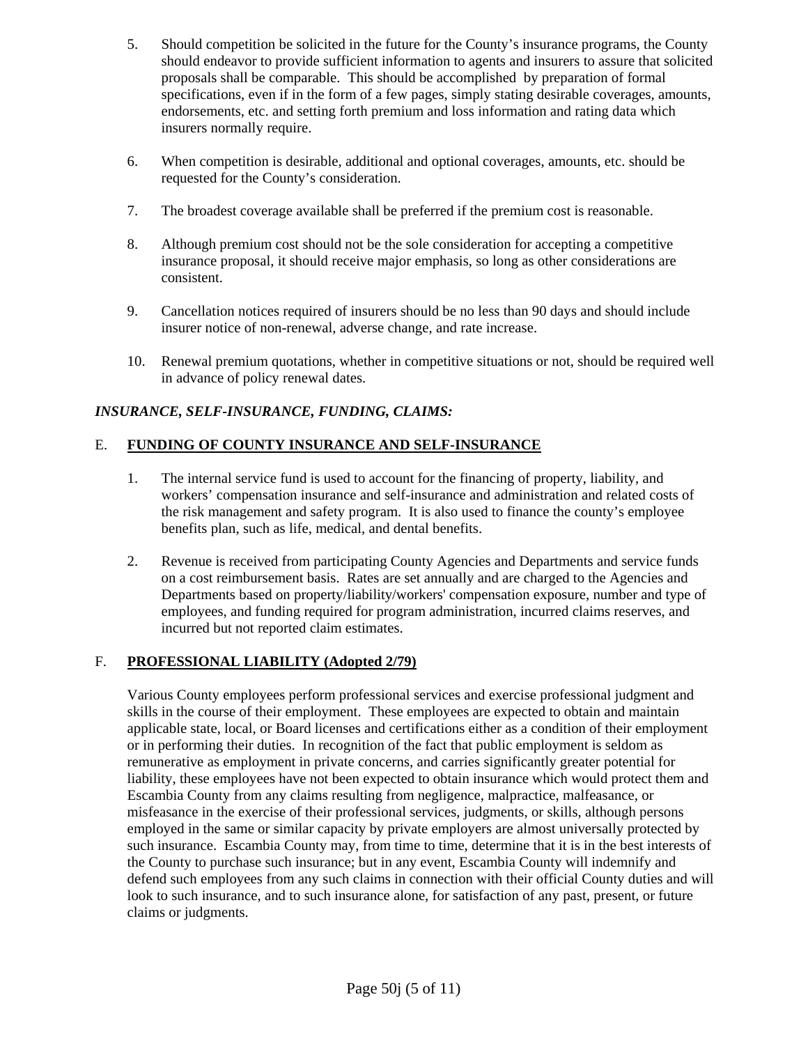5. Should competition be solicited in the future for the County's insurance programs, the County should endeavor to provide sufficient information to agents and insurers to assure that solicited proposals shall be comparable. This should be accomplished by preparation of formal specifications, even if in the form of a few pages, simply stating desirable coverages, amounts, endorsements, etc. and setting forth premium and loss information and rating data which insurers normally require.

6. When competition is desirable, additional and optional coverages, amounts, etc. should be requested for the County's consideration.

7. The broadest coverage available shall be preferred if the premium cost is reasonable.

8. Although premium cost should not be the sole consideration for accepting a competitive insurance proposal, it should receive major emphasis, so long as other considerations are consistent.

9. Cancellation notices required of insurers should be no less than 90 days and should include insurer notice of non-renewal, adverse change, and rate increase.

10. Renewal premium quotations, whether in competitive situations or not, should be required well in advance of policy renewal dates.

***INSURANCE, SELF-INSURANCE, FUNDING, CLAIMS:***

## E. FUNDING OF COUNTY INSURANCE AND SELF-INSURANCE

1. The internal service fund is used to account for the financing of property, liability, and workers' compensation insurance and self-insurance and administration and related costs of the risk management and safety program. It is also used to finance the county's employee benefits plan, such as life, medical, and dental benefits.

2. Revenue is received from participating County Agencies and Departments and service funds on a cost reimbursement basis. Rates are set annually and are charged to the Agencies and Departments based on property/liability/workers' compensation exposure, number and type of employees, and funding required for program administration, incurred claims reserves, and incurred but not reported claim estimates.

## F. PROFESSIONAL LIABILITY (Adopted 2/79)

Various County employees perform professional services and exercise professional judgment and skills in the course of their employment. These employees are expected to obtain and maintain applicable state, local, or Board licenses and certifications either as a condition of their employment or in performing their duties. In recognition of the fact that public employment is seldom as remunerative as employment in private concerns, and carries significantly greater potential for liability, these employees have not been expected to obtain insurance which would protect them and Escambia County from any claims resulting from negligence, malpractice, malfeasance, or misfeasance in the exercise of their professional services, judgments, or skills, although persons employed in the same or similar capacity by private employers are almost universally protected by such insurance. Escambia County may, from time to time, determine that it is in the best interests of the County to purchase such insurance; but in any event, Escambia County will indemnify and defend such employees from any such claims in connection with their official County duties and will look to such insurance, and to such insurance alone, for satisfaction of any past, present, or future claims or judgments.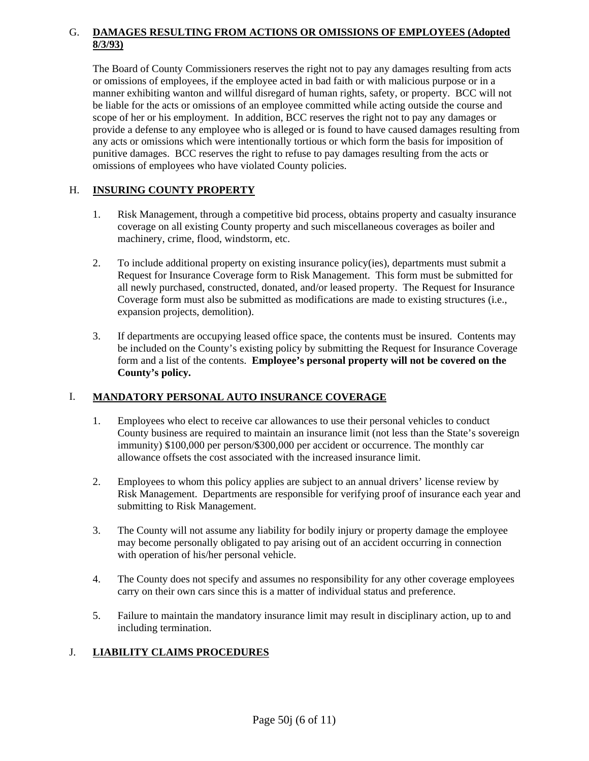## G. DAMAGES RESULTING FROM ACTIONS OR OMISSIONS OF EMPLOYEES (Adopted 8/3/93)

The Board of County Commissioners reserves the right not to pay any damages resulting from acts or omissions of employees, if the employee acted in bad faith or with malicious purpose or in a manner exhibiting wanton and willful disregard of human rights, safety, or property. BCC will not be liable for the acts or omissions of an employee committed while acting outside the course and scope of her or his employment. In addition, BCC reserves the right not to pay any damages or provide a defense to any employee who is alleged or is found to have caused damages resulting from any acts or omissions which were intentionally tortious or which form the basis for imposition of punitive damages. BCC reserves the right to refuse to pay damages resulting from the acts or omissions of employees who have violated County policies.

## H. INSURING COUNTY PROPERTY

1. Risk Management, through a competitive bid process, obtains property and casualty insurance coverage on all existing County property and such miscellaneous coverages as boiler and machinery, crime, flood, windstorm, etc.

2. To include additional property on existing insurance policy(ies), departments must submit a Request for Insurance Coverage form to Risk Management. This form must be submitted for all newly purchased, constructed, donated, and/or leased property. The Request for Insurance Coverage form must also be submitted as modifications are made to existing structures (i.e., expansion projects, demolition).

3. If departments are occupying leased office space, the contents must be insured. Contents may be included on the County's existing policy by submitting the Request for Insurance Coverage form and a list of the contents. **Employee's personal property will not be covered on the County's policy.**

## I. MANDATORY PERSONAL AUTO INSURANCE COVERAGE

1. Employees who elect to receive car allowances to use their personal vehicles to conduct County business are required to maintain an insurance limit (not less than the State's sovereign immunity) $100,000 per person/$300,000 per accident or occurrence. The monthly car allowance offsets the cost associated with the increased insurance limit.

2. Employees to whom this policy applies are subject to an annual drivers' license review by Risk Management. Departments are responsible for verifying proof of insurance each year and submitting to Risk Management.

3. The County will not assume any liability for bodily injury or property damage the employee may become personally obligated to pay arising out of an accident occurring in connection with operation of his/her personal vehicle.

4. The County does not specify and assumes no responsibility for any other coverage employees carry on their own cars since this is a matter of individual status and preference.

5. Failure to maintain the mandatory insurance limit may result in disciplinary action, up to and including termination.

## J. LIABILITY CLAIMS PROCEDURES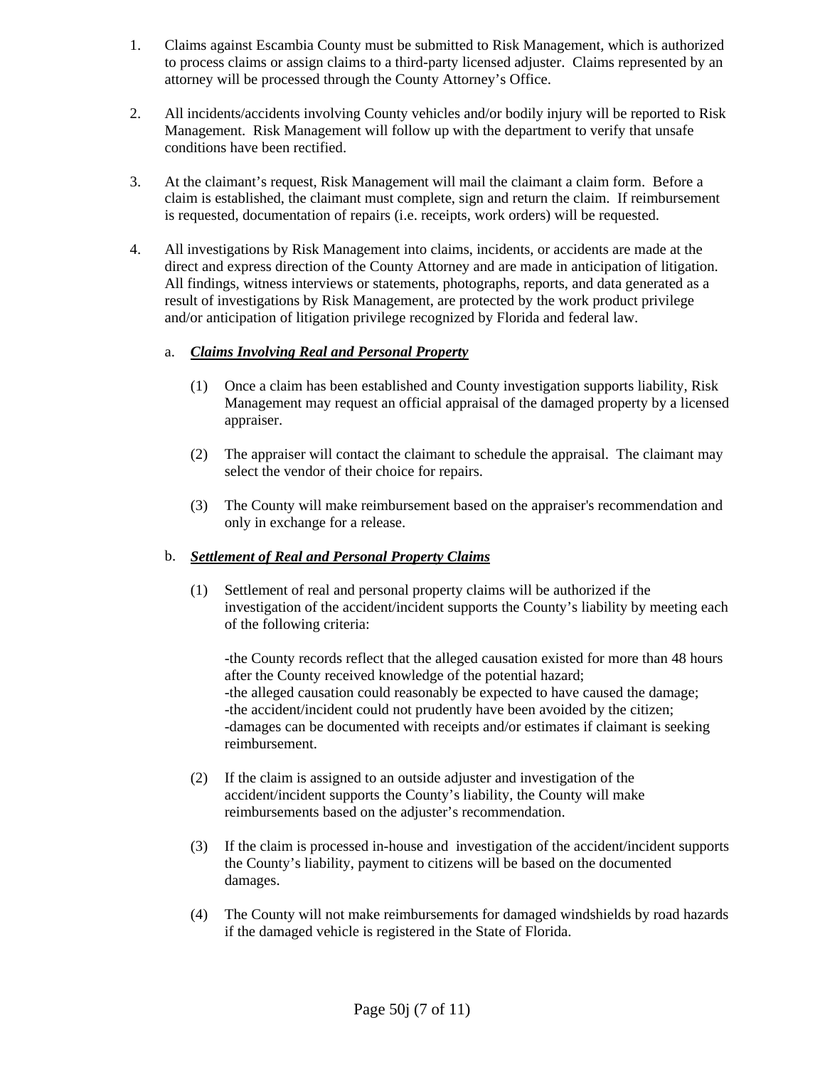1. Claims against Escambia County must be submitted to Risk Management, which is authorized to process claims or assign claims to a third-party licensed adjuster. Claims represented by an attorney will be processed through the County Attorney's Office.

2. All incidents/accidents involving County vehicles and/or bodily injury will be reported to Risk Management. Risk Management will follow up with the department to verify that unsafe conditions have been rectified.

3. At the claimant's request, Risk Management will mail the claimant a claim form. Before a claim is established, the claimant must complete, sign and return the claim. If reimbursement is requested, documentation of repairs (i.e. receipts, work orders) will be requested.

4. All investigations by Risk Management into claims, incidents, or accidents are made at the direct and express direction of the County Attorney and are made in anticipation of litigation. All findings, witness interviews or statements, photographs, reports, and data generated as a result of investigations by Risk Management, are protected by the work product privilege and/or anticipation of litigation privilege recognized by Florida and federal law.

   a. ***Claims Involving Real and Personal Property***

      (1) Once a claim has been established and County investigation supports liability, Risk Management may request an official appraisal of the damaged property by a licensed appraiser.

      (2) The appraiser will contact the claimant to schedule the appraisal. The claimant may select the vendor of their choice for repairs.

      (3) The County will make reimbursement based on the appraiser's recommendation and only in exchange for a release.

   b. ***Settlement of Real and Personal Property Claims***

      (1) Settlement of real and personal property claims will be authorized if the investigation of the accident/incident supports the County's liability by meeting each of the following criteria:

      -the County records reflect that the alleged causation existed for more than 48 hours after the County received knowledge of the potential hazard;
      -the alleged causation could reasonably be expected to have caused the damage;
      -the accident/incident could not prudently have been avoided by the citizen;
      -damages can be documented with receipts and/or estimates if claimant is seeking reimbursement.

      (2) If the claim is assigned to an outside adjuster and investigation of the accident/incident supports the County's liability, the County will make reimbursements based on the adjuster's recommendation.

      (3) If the claim is processed in-house and investigation of the accident/incident supports the County's liability, payment to citizens will be based on the documented damages.

      (4) The County will not make reimbursements for damaged windshields by road hazards if the damaged vehicle is registered in the State of Florida.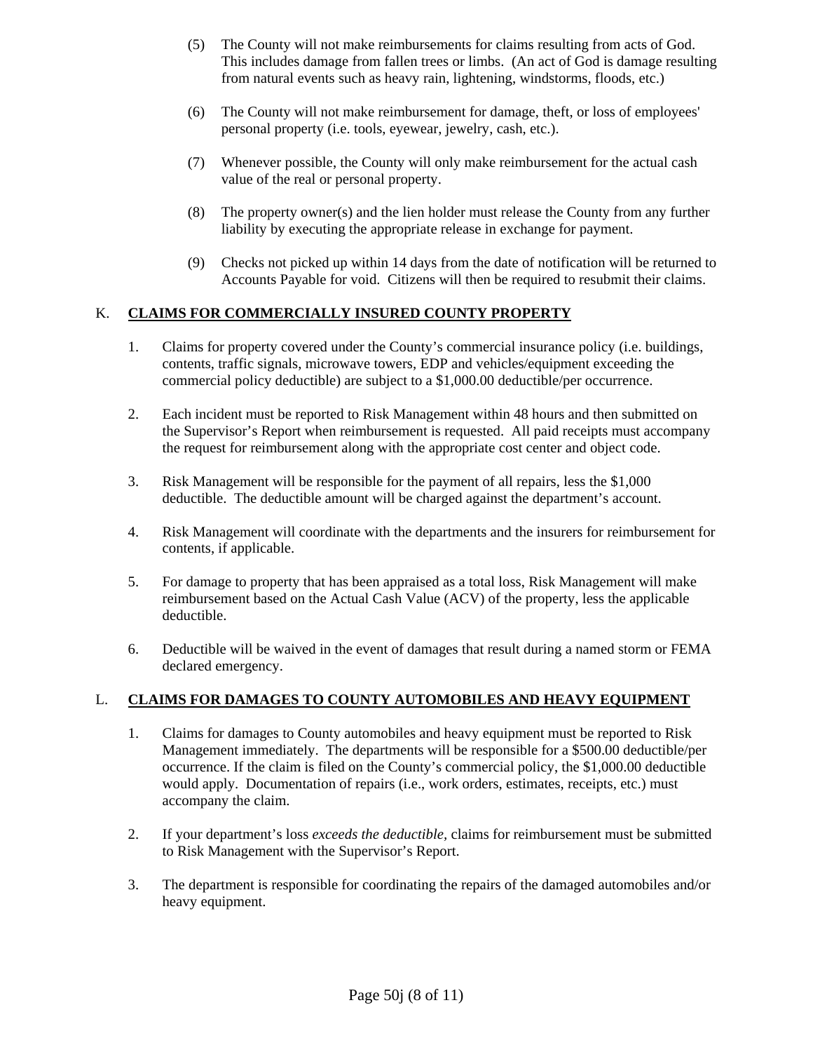(5) The County will not make reimbursements for claims resulting from acts of God. This includes damage from fallen trees or limbs. (An act of God is damage resulting from natural events such as heavy rain, lightening, windstorms, floods, etc.)

(6) The County will not make reimbursement for damage, theft, or loss of employees' personal property (i.e. tools, eyewear, jewelry, cash, etc.).

(7) Whenever possible, the County will only make reimbursement for the actual cash value of the real or personal property.

(8) The property owner(s) and the lien holder must release the County from any further liability by executing the appropriate release in exchange for payment.

(9) Checks not picked up within 14 days from the date of notification will be returned to Accounts Payable for void. Citizens will then be required to resubmit their claims.

## K. CLAIMS FOR COMMERCIALLY INSURED COUNTY PROPERTY

1. Claims for property covered under the County's commercial insurance policy (i.e. buildings, contents, traffic signals, microwave towers, EDP and vehicles/equipment exceeding the commercial policy deductible) are subject to a $1,000.00 deductible/per occurrence.

2. Each incident must be reported to Risk Management within 48 hours and then submitted on the Supervisor's Report when reimbursement is requested. All paid receipts must accompany the request for reimbursement along with the appropriate cost center and object code.

3. Risk Management will be responsible for the payment of all repairs, less the $1,000 deductible. The deductible amount will be charged against the department's account.

4. Risk Management will coordinate with the departments and the insurers for reimbursement for contents, if applicable.

5. For damage to property that has been appraised as a total loss, Risk Management will make reimbursement based on the Actual Cash Value (ACV) of the property, less the applicable deductible.

6. Deductible will be waived in the event of damages that result during a named storm or FEMA declared emergency.

## L. CLAIMS FOR DAMAGES TO COUNTY AUTOMOBILES AND HEAVY EQUIPMENT

1. Claims for damages to County automobiles and heavy equipment must be reported to Risk Management immediately. The departments will be responsible for a $500.00 deductible/per occurrence. If the claim is filed on the County's commercial policy, the $1,000.00 deductible would apply. Documentation of repairs (i.e., work orders, estimates, receipts, etc.) must accompany the claim.

2. If your department's loss *exceeds the deductible,* claims for reimbursement must be submitted to Risk Management with the Supervisor's Report.

3. The department is responsible for coordinating the repairs of the damaged automobiles and/or heavy equipment.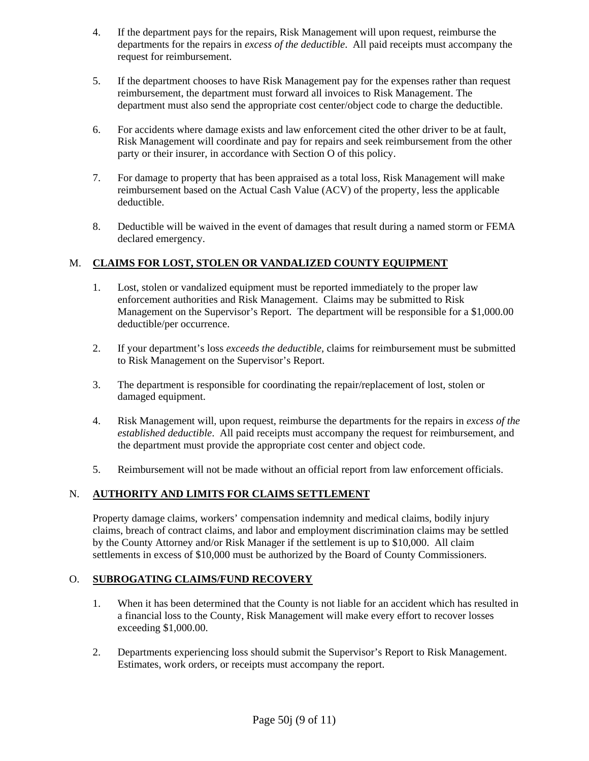4. If the department pays for the repairs, Risk Management will upon request, reimburse the departments for the repairs in *excess of the deductible*. All paid receipts must accompany the request for reimbursement.

5. If the department chooses to have Risk Management pay for the expenses rather than request reimbursement, the department must forward all invoices to Risk Management. The department must also send the appropriate cost center/object code to charge the deductible.

6. For accidents where damage exists and law enforcement cited the other driver to be at fault, Risk Management will coordinate and pay for repairs and seek reimbursement from the other party or their insurer, in accordance with Section O of this policy.

7. For damage to property that has been appraised as a total loss, Risk Management will make reimbursement based on the Actual Cash Value (ACV) of the property, less the applicable deductible.

8. Deductible will be waived in the event of damages that result during a named storm or FEMA declared emergency.

## M. CLAIMS FOR LOST, STOLEN OR VANDALIZED COUNTY EQUIPMENT

1. Lost, stolen or vandalized equipment must be reported immediately to the proper law enforcement authorities and Risk Management. Claims may be submitted to Risk Management on the Supervisor's Report. The department will be responsible for a $1,000.00 deductible/per occurrence.

2. If your department's loss *exceeds the deductible,* claims for reimbursement must be submitted to Risk Management on the Supervisor's Report.

3. The department is responsible for coordinating the repair/replacement of lost, stolen or damaged equipment.

4. Risk Management will, upon request, reimburse the departments for the repairs in *excess of the established deductible*. All paid receipts must accompany the request for reimbursement, and the department must provide the appropriate cost center and object code.

5. Reimbursement will not be made without an official report from law enforcement officials.

## N. AUTHORITY AND LIMITS FOR CLAIMS SETTLEMENT

Property damage claims, workers' compensation indemnity and medical claims, bodily injury claims, breach of contract claims, and labor and employment discrimination claims may be settled by the County Attorney and/or Risk Manager if the settlement is up to $10,000. All claim settlements in excess of $10,000 must be authorized by the Board of County Commissioners.

## O. SUBROGATING CLAIMS/FUND RECOVERY

1. When it has been determined that the County is not liable for an accident which has resulted in a financial loss to the County, Risk Management will make every effort to recover losses exceeding $1,000.00.

2. Departments experiencing loss should submit the Supervisor's Report to Risk Management. Estimates, work orders, or receipts must accompany the report.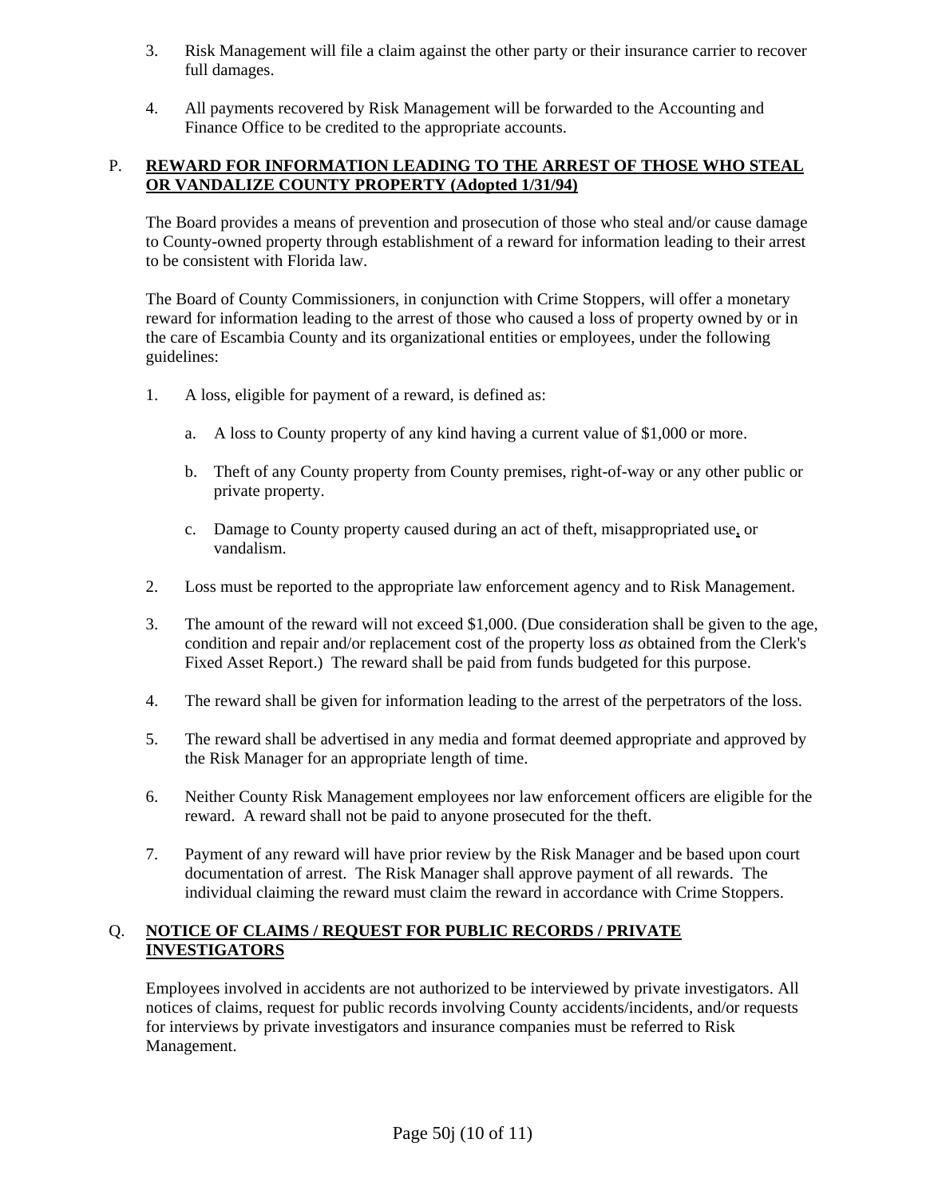3. Risk Management will file a claim against the other party or their insurance carrier to recover full damages.

4. All payments recovered by Risk Management will be forwarded to the Accounting and Finance Office to be credited to the appropriate accounts.

P. **REWARD FOR INFORMATION LEADING TO THE ARREST OF THOSE WHO STEAL OR VANDALIZE COUNTY PROPERTY (Adopted 1/31/94)**

The Board provides a means of prevention and prosecution of those who steal and/or cause damage to County-owned property through establishment of a reward for information leading to their arrest to be consistent with Florida law.

The Board of County Commissioners, in conjunction with Crime Stoppers, will offer a monetary reward for information leading to the arrest of those who caused a loss of property owned by or in the care of Escambia County and its organizational entities or employees, under the following guidelines:

1. A loss, eligible for payment of a reward, is defined as:

   a. A loss to County property of any kind having a current value of $1,000 or more.

   b. Theft of any County property from County premises, right-of-way or any other public or private property.

   c. Damage to County property caused during an act of theft, misappropriated use, or vandalism.

2. Loss must be reported to the appropriate law enforcement agency and to Risk Management.

3. The amount of the reward will not exceed $1,000. (Due consideration shall be given to the age, condition and repair and/or replacement cost of the property loss *as* obtained from the Clerk's Fixed Asset Report.) The reward shall be paid from funds budgeted for this purpose.

4. The reward shall be given for information leading to the arrest of the perpetrators of the loss.

5. The reward shall be advertised in any media and format deemed appropriate and approved by the Risk Manager for an appropriate length of time.

6. Neither County Risk Management employees nor law enforcement officers are eligible for the reward. A reward shall not be paid to anyone prosecuted for the theft.

7. Payment of any reward will have prior review by the Risk Manager and be based upon court documentation of arrest. The Risk Manager shall approve payment of all rewards. The individual claiming the reward must claim the reward in accordance with Crime Stoppers.

Q. **NOTICE OF CLAIMS / REQUEST FOR PUBLIC RECORDS / PRIVATE INVESTIGATORS**

Employees involved in accidents are not authorized to be interviewed by private investigators. All notices of claims, request for public records involving County accidents/incidents, and/or requests for interviews by private investigators and insurance companies must be referred to Risk Management.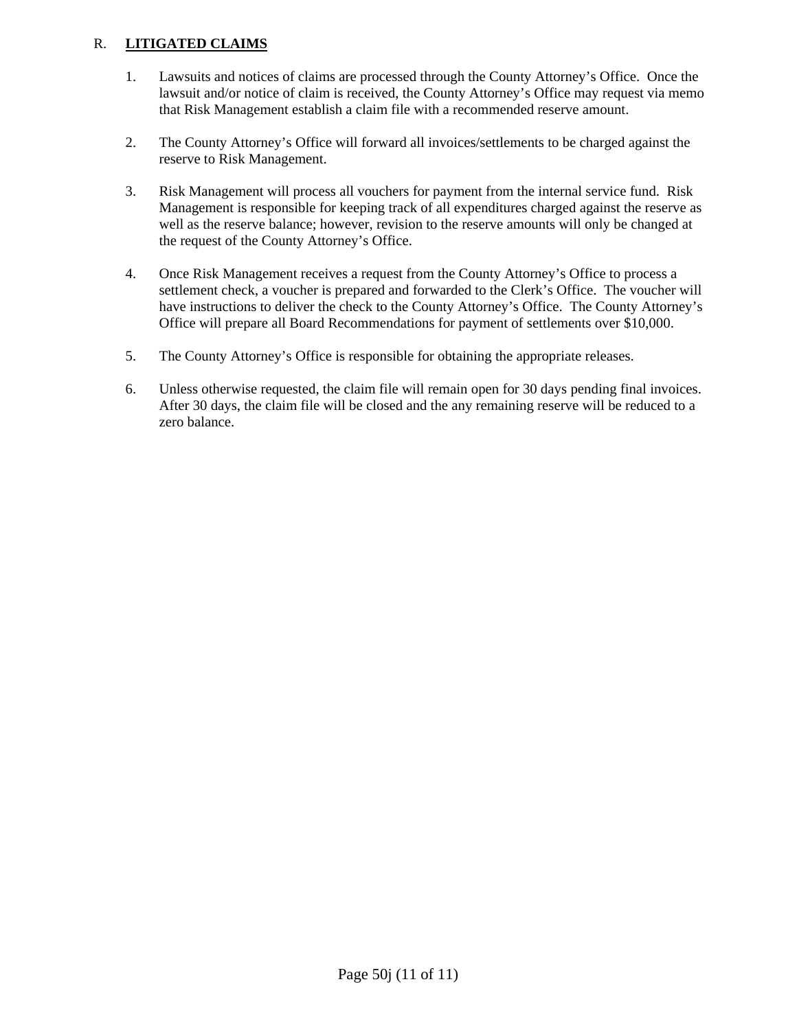## R. LITIGATED CLAIMS

1. Lawsuits and notices of claims are processed through the County Attorney's Office. Once the lawsuit and/or notice of claim is received, the County Attorney's Office may request via memo that Risk Management establish a claim file with a recommended reserve amount.

2. The County Attorney's Office will forward all invoices/settlements to be charged against the reserve to Risk Management.

3. Risk Management will process all vouchers for payment from the internal service fund. Risk Management is responsible for keeping track of all expenditures charged against the reserve as well as the reserve balance; however, revision to the reserve amounts will only be changed at the request of the County Attorney's Office.

4. Once Risk Management receives a request from the County Attorney's Office to process a settlement check, a voucher is prepared and forwarded to the Clerk's Office. The voucher will have instructions to deliver the check to the County Attorney's Office. The County Attorney's Office will prepare all Board Recommendations for payment of settlements over $10,000.

5. The County Attorney's Office is responsible for obtaining the appropriate releases.

6. Unless otherwise requested, the claim file will remain open for 30 days pending final invoices. After 30 days, the claim file will be closed and the any remaining reserve will be reduced to a zero balance.